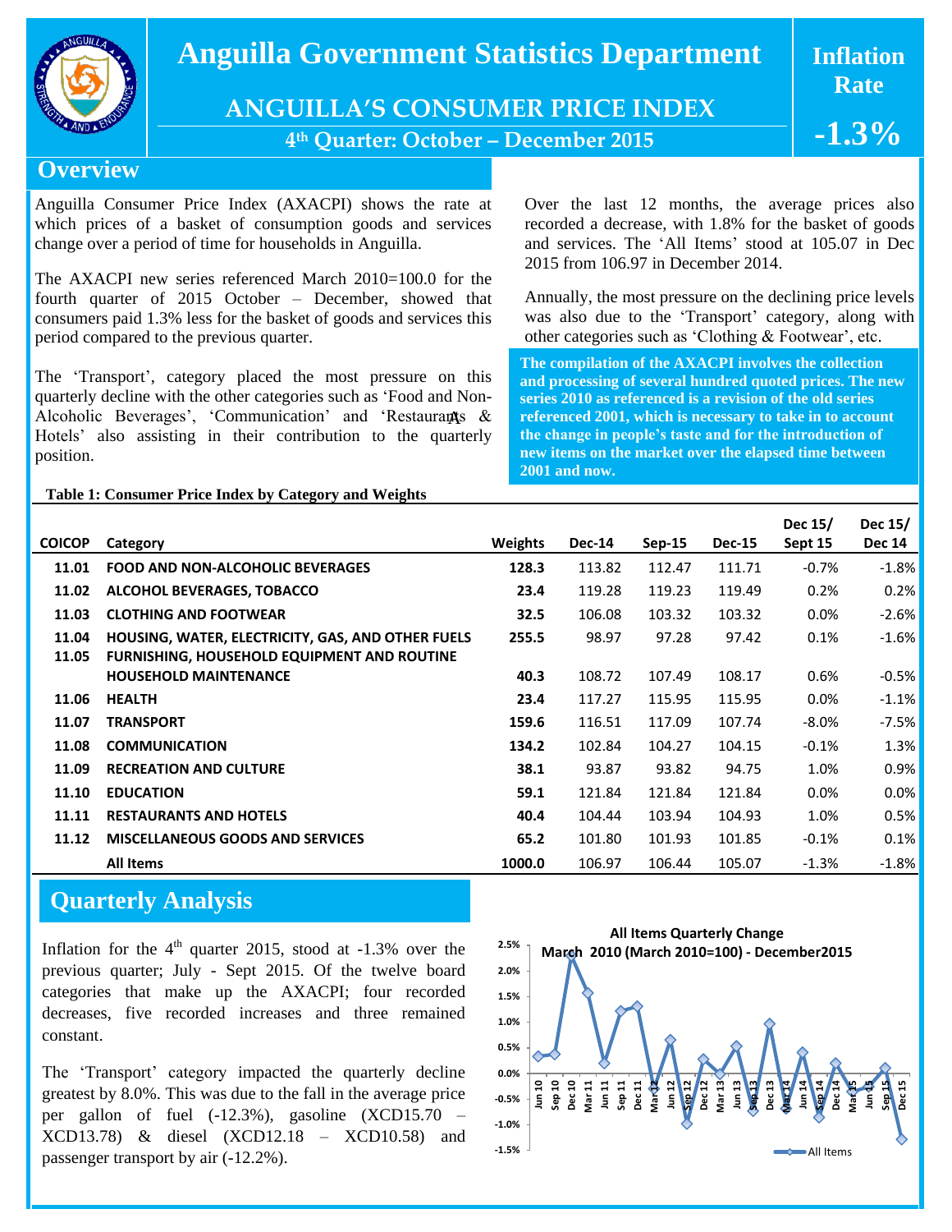# Anguilla Government Statistics Department

## ANGUILLA'S CONSUMER PRICE INDEX

### 4th Quarter: October – December 2015

**Inflation Rate**

**-1.3%**

## Overview

Anguilla Consumer Price Index (AXACPI) shows the rate at which prices of a basket of consumption goods and services change over a period of time for households in Anguilla.

The AXACPI new series referenced March 2010=100.0 for the fourth quarter of 2015 October – December, showed that consumers paid 1.3% less for the basket of goods and services this period compared to the previous quarter.

The 'Transport', category placed the most pressure on this quarterly decline with the other categories such as 'Food and Non-Alcoholic Beverages', 'Communication' and 'Restaurants & Hotels' also assisting in their contribution to the quarterly position.

Over the last 12 months, the average prices also recorded a decrease, with 1.8% for the basket of goods and services. The 'All Items' stood at 105.07 in Dec 2015 from 106.97 in December 2014.

Annually, the most pressure on the declining price levels was also due to the 'Transport' category, along with other categories such as 'Clothing & Footwear', etc.

**The compilation of the AXACPI involves the collection and processing of several hundred quoted prices. The new series 2010 as referenced is a revision of the old series referenced 2001, which is necessary to take in to account the change in people's taste and for the introduction of new items on the market over the elapsed time between 2001 and now.**

**Table 1: Consumer Price Index by Category and Weights**

| COICOP | Category | Weights | Dec-14 | Sep-15 | Dec-15 | Dec 15/ Sept 15 | Dec 15/ Dec 14 |
|---|---|---|---|---|---|---|---|
| 11.01 | FOOD AND NON-ALCOHOLIC BEVERAGES | 128.3 | 113.82 | 112.47 | 111.71 | -0.7% | -1.8% |
| 11.02 | ALCOHOL BEVERAGES, TOBACCO | 23.4 | 119.28 | 119.23 | 119.49 | 0.2% | 0.2% |
| 11.03 | CLOTHING AND FOOTWEAR | 32.5 | 106.08 | 103.32 | 103.32 | 0.0% | -2.6% |
| 11.04 | HOUSING, WATER, ELECTRICITY, GAS, AND OTHER FUELS | 255.5 | 98.97 | 97.28 | 97.42 | 0.1% | -1.6% |
| 11.05 | FURNISHING, HOUSEHOLD EQUIPMENT AND ROUTINE HOUSEHOLD MAINTENANCE | 40.3 | 108.72 | 107.49 | 108.17 | 0.6% | -0.5% |
| 11.06 | HEALTH | 23.4 | 117.27 | 115.95 | 115.95 | 0.0% | -1.1% |
| 11.07 | TRANSPORT | 159.6 | 116.51 | 117.09 | 107.74 | -8.0% | -7.5% |
| 11.08 | COMMUNICATION | 134.2 | 102.84 | 104.27 | 104.15 | -0.1% | 1.3% |
| 11.09 | RECREATION AND CULTURE | 38.1 | 93.87 | 93.82 | 94.75 | 1.0% | 0.9% |
| 11.10 | EDUCATION | 59.1 | 121.84 | 121.84 | 121.84 | 0.0% | 0.0% |
| 11.11 | RESTAURANTS AND HOTELS | 40.4 | 104.44 | 103.94 | 104.93 | 1.0% | 0.5% |
| 11.12 | MISCELLANEOUS GOODS AND SERVICES | 65.2 | 101.80 | 101.93 | 101.85 | -0.1% | 0.1% |
| | All Items | 1000.0 | 106.97 | 106.44 | 105.07 | -1.3% | -1.8% |

## Quarterly Analysis

Inflation for the 4th quarter 2015, stood at -1.3% over the previous quarter; July - Sept 2015. Of the twelve board categories that make up the AXACPI; four recorded decreases, five recorded increases and three remained constant.

The 'Transport' category impacted the quarterly decline greatest by 8.0%. This was due to the fall in the average price per gallon of fuel (-12.3%), gasoline (XCD15.70 – XCD13.78) & diesel (XCD12.18 – XCD10.58) and passenger transport by air (-12.2%).

**All Items Quarterly Change March 2010 (March 2010=100) - December2015**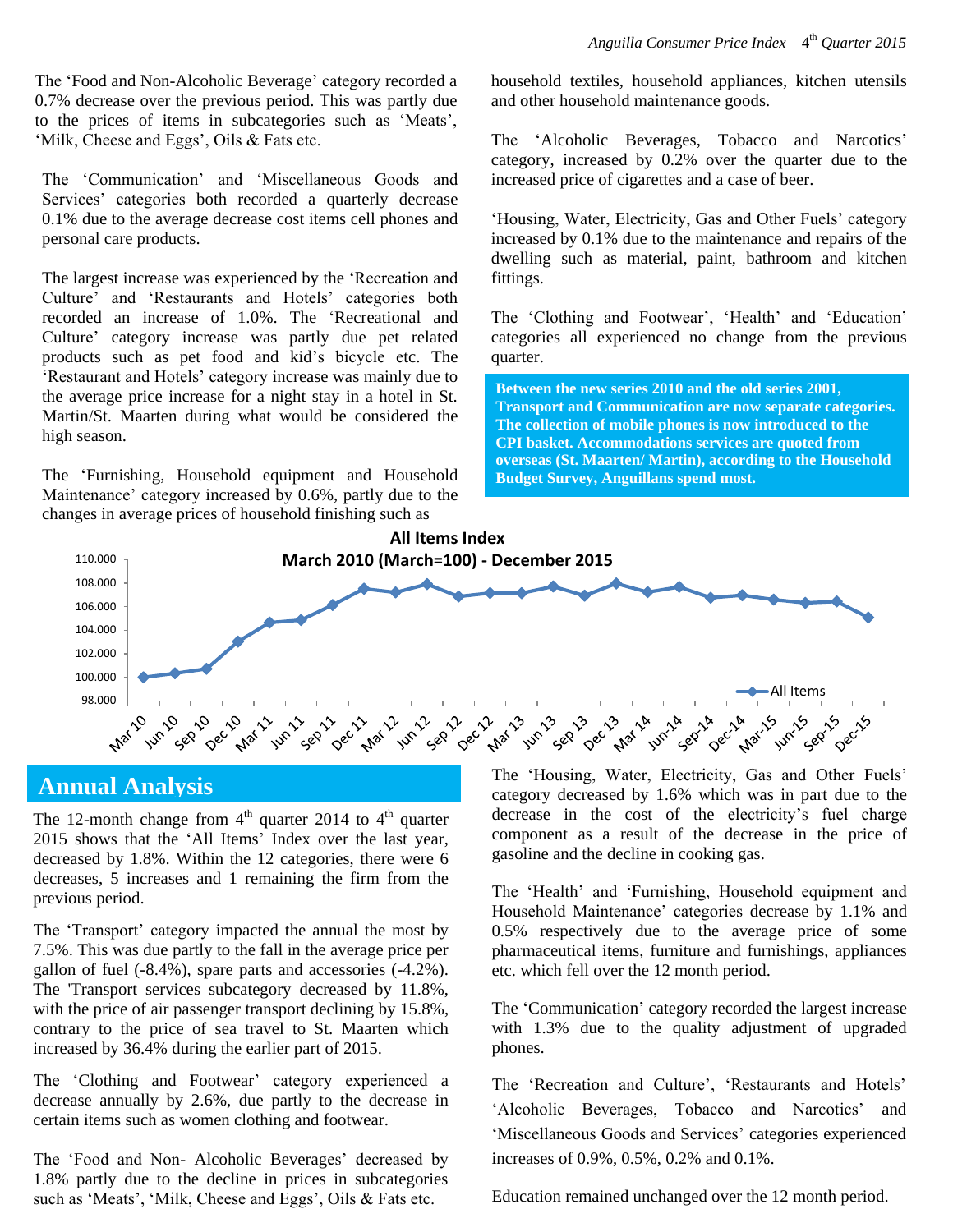The 'Food and Non-Alcoholic Beverage' category recorded a 0.7% decrease over the previous period. This was partly due to the prices of items in subcategories such as 'Meats', 'Milk, Cheese and Eggs', Oils & Fats etc.

The 'Communication' and 'Miscellaneous Goods and Services' categories both recorded a quarterly decrease 0.1% due to the average decrease cost items cell phones and personal care products.

The largest increase was experienced by the 'Recreation and Culture' and 'Restaurants and Hotels' categories both recorded an increase of 1.0%. The 'Recreational and Culture' category increase was partly due pet related products such as pet food and kid's bicycle etc. The 'Restaurant and Hotels' category increase was mainly due to the average price increase for a night stay in a hotel in St. Martin/St. Maarten during what would be considered the high season.

The 'Furnishing, Household equipment and Household Maintenance' category increased by 0.6%, partly due to the changes in average prices of household finishing such as household textiles, household appliances, kitchen utensils and other household maintenance goods.

The 'Alcoholic Beverages, Tobacco and Narcotics' category, increased by 0.2% over the quarter due to the increased price of cigarettes and a case of beer.

'Housing, Water, Electricity, Gas and Other Fuels' category increased by 0.1% due to the maintenance and repairs of the dwelling such as material, paint, bathroom and kitchen fittings.

The 'Clothing and Footwear', 'Health' and 'Education' categories all experienced no change from the previous quarter.

**Between the new series 2010 and the old series 2001, Transport and Communication are now separate categories. The collection of mobile phones is now introduced to the CPI basket. Accommodations services are quoted from overseas (St. Maarten/ Martin), according to the Household Budget Survey, Anguillans spend most.**

**All Items Index**
**March 2010 (March=100) - December 2015**

## Annual Analysis

The 12-month change from 4th quarter 2014 to 4th quarter 2015 shows that the 'All Items' Index over the last year, decreased by 1.8%. Within the 12 categories, there were 6 decreases, 5 increases and 1 remaining the firm from the previous period.

The 'Transport' category impacted the annual the most by 7.5%. This was due partly to the fall in the average price per gallon of fuel (-8.4%), spare parts and accessories (-4.2%). The 'Transport services subcategory decreased by 11.8%, with the price of air passenger transport declining by 15.8%, contrary to the price of sea travel to St. Maarten which increased by 36.4% during the earlier part of 2015.

The 'Clothing and Footwear' category experienced a decrease annually by 2.6%, due partly to the decrease in certain items such as women clothing and footwear.

The 'Food and Non- Alcoholic Beverages' decreased by 1.8% partly due to the decline in prices in subcategories such as 'Meats', 'Milk, Cheese and Eggs', Oils & Fats etc.

The 'Housing, Water, Electricity, Gas and Other Fuels' category decreased by 1.6% which was in part due to the decrease in the cost of the electricity's fuel charge component as a result of the decrease in the price of gasoline and the decline in cooking gas.

The 'Health' and 'Furnishing, Household equipment and Household Maintenance' categories decrease by 1.1% and 0.5% respectively due to the average price of some pharmaceutical items, furniture and furnishings, appliances etc. which fell over the 12 month period.

The 'Communication' category recorded the largest increase with 1.3% due to the quality adjustment of upgraded phones.

The 'Recreation and Culture', 'Restaurants and Hotels' 'Alcoholic Beverages, Tobacco and Narcotics' and 'Miscellaneous Goods and Services' categories experienced increases of 0.9%, 0.5%, 0.2% and 0.1%.

Education remained unchanged over the 12 month period.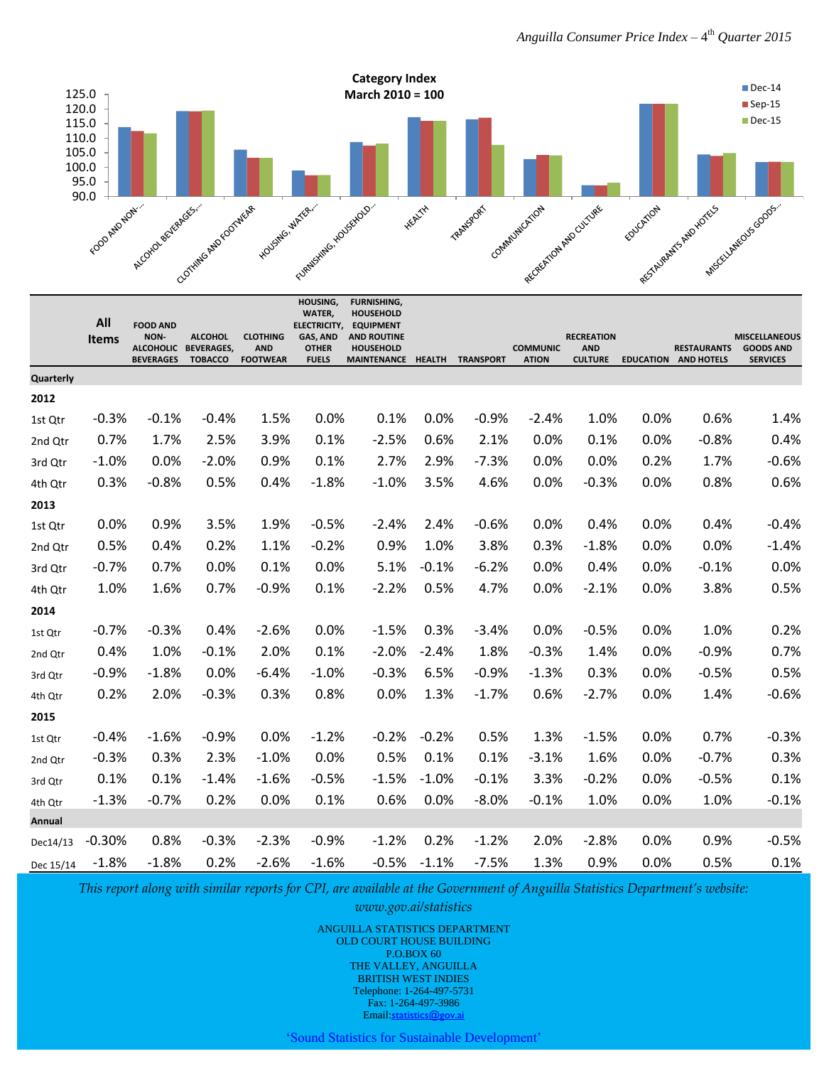Category Index

March 2010 = 100

125.0
120.0
115.0
110.0
105.0
100.0
95.0
90.0

Dec-14
Sep-15
Dec-15

FOOD AND NON-...
ALCOHOL BEVERAGES,...
CLOTHING AND FOOTWEAR
HOUSING, WATER,...
FURNISHING, HOUSEHOLD...
HEALTH
TRANSPORT
COMMUNICATION
RECREATION AND CULTURE
EDUCATION
RESTAURANTS AND HOTELS
MISCELLANEOUS GOODS...

| | All Items | FOOD AND NON-ALCOHOLIC BEVERAGES | ALCOHOL BEVERAGES, TOBACCO | CLOTHING AND FOOTWEAR | HOUSING, WATER, ELECTRICITY, GAS, AND OTHER FUELS | FURNISHING, HOUSEHOLD EQUIPMENT AND ROUTINE HOUSEHOLD MAINTENANCE | HEALTH | TRANSPORT | COMMUNICATION | RECREATION AND CULTURE | EDUCATION | RESTAURANTS AND HOTELS | MISCELLANEOUS GOODS AND SERVICES |
|---|---|---|---|---|---|---|---|---|---|---|---|---|---|
| **Quarterly** | | | | | | | | | | | | | |
| **2012** | | | | | | | | | | | | | |
| 1st Qtr | -0.3% | -0.1% | -0.4% | 1.5% | 0.0% | 0.1% | 0.0% | -0.9% | -2.4% | 1.0% | 0.0% | 0.6% | 1.4% |
| 2nd Qtr | 0.7% | 1.7% | 2.5% | 3.9% | 0.1% | -2.5% | 0.6% | 2.1% | 0.0% | 0.1% | 0.0% | -0.8% | 0.4% |
| 3rd Qtr | -1.0% | 0.0% | -2.0% | 0.9% | 0.1% | 2.7% | 2.9% | -7.3% | 0.0% | 0.0% | 0.2% | 1.7% | -0.6% |
| 4th Qtr | 0.3% | -0.8% | 0.5% | 0.4% | -1.8% | -1.0% | 3.5% | 4.6% | 0.0% | -0.3% | 0.0% | 0.8% | 0.6% |
| **2013** | | | | | | | | | | | | | |
| 1st Qtr | 0.0% | 0.9% | 3.5% | 1.9% | -0.5% | -2.4% | 2.4% | -0.6% | 0.0% | 0.4% | 0.0% | 0.4% | -0.4% |
| 2nd Qtr | 0.5% | 0.4% | 0.2% | 1.1% | -0.2% | 0.9% | 1.0% | 3.8% | 0.3% | -1.8% | 0.0% | 0.0% | -1.4% |
| 3rd Qtr | -0.7% | 0.7% | 0.0% | 0.1% | 0.0% | 5.1% | -0.1% | -6.2% | 0.0% | 0.4% | 0.0% | -0.1% | 0.0% |
| 4th Qtr | 1.0% | 1.6% | 0.7% | -0.9% | 0.1% | -2.2% | 0.5% | 4.7% | 0.0% | -2.1% | 0.0% | 3.8% | 0.5% |
| **2014** | | | | | | | | | | | | | |
| 1st Qtr | -0.7% | -0.3% | 0.4% | -2.6% | 0.0% | -1.5% | 0.3% | -3.4% | 0.0% | -0.5% | 0.0% | 1.0% | 0.2% |
| 2nd Qtr | 0.4% | 1.0% | -0.1% | 2.0% | 0.1% | -2.0% | -2.4% | 1.8% | -0.3% | 1.4% | 0.0% | -0.9% | 0.7% |
| 3rd Qtr | -0.9% | -1.8% | 0.0% | -6.4% | -1.0% | -0.3% | 6.5% | -0.9% | -1.3% | 0.3% | 0.0% | -0.5% | 0.5% |
| 4th Qtr | 0.2% | 2.0% | -0.3% | 0.3% | 0.8% | 0.0% | 1.3% | -1.7% | 0.6% | -2.7% | 0.0% | 1.4% | -0.6% |
| **2015** | | | | | | | | | | | | | |
| 1st Qtr | -0.4% | -1.6% | -0.9% | 0.0% | -1.2% | -0.2% | -0.2% | 0.5% | 1.3% | -1.5% | 0.0% | 0.7% | -0.3% |
| 2nd Qtr | -0.3% | 0.3% | 2.3% | -1.0% | 0.0% | 0.5% | 0.1% | 0.1% | -3.1% | 1.6% | 0.0% | -0.7% | 0.3% |
| 3rd Qtr | 0.1% | 0.1% | -1.4% | -1.6% | -0.5% | -1.5% | -1.0% | -0.1% | 3.3% | -0.2% | 0.0% | -0.5% | 0.1% |
| 4th Qtr | -1.3% | -0.7% | 0.2% | 0.0% | 0.1% | 0.6% | 0.0% | -8.0% | -0.1% | 1.0% | 0.0% | 1.0% | -0.1% |
| **Annual** | | | | | | | | | | | | | |
| Dec14/13 | -0.30% | 0.8% | -0.3% | -2.3% | -0.9% | -1.2% | 0.2% | -1.2% | 2.0% | -2.8% | 0.0% | 0.9% | -0.5% |
| Dec 15/14 | -1.8% | -1.8% | 0.2% | -2.6% | -1.6% | -0.5% | -1.1% | -7.5% | 1.3% | 0.9% | 0.0% | 0.5% | 0.1% |

*This report along with similar reports for CPI, are available at the Government of Anguilla Statistics Department's website: www.gov.ai/statistics*

ANGUILLA STATISTICS DEPARTMENT
OLD COURT HOUSE BUILDING
P.O.BOX 60
THE VALLEY, ANGUILLA
BRITISH WEST INDIES
Telephone: 1-264-497-5731
Fax: 1-264-497-3986
Email:statistics@gov.ai

'Sound Statistics for Sustainable Development'